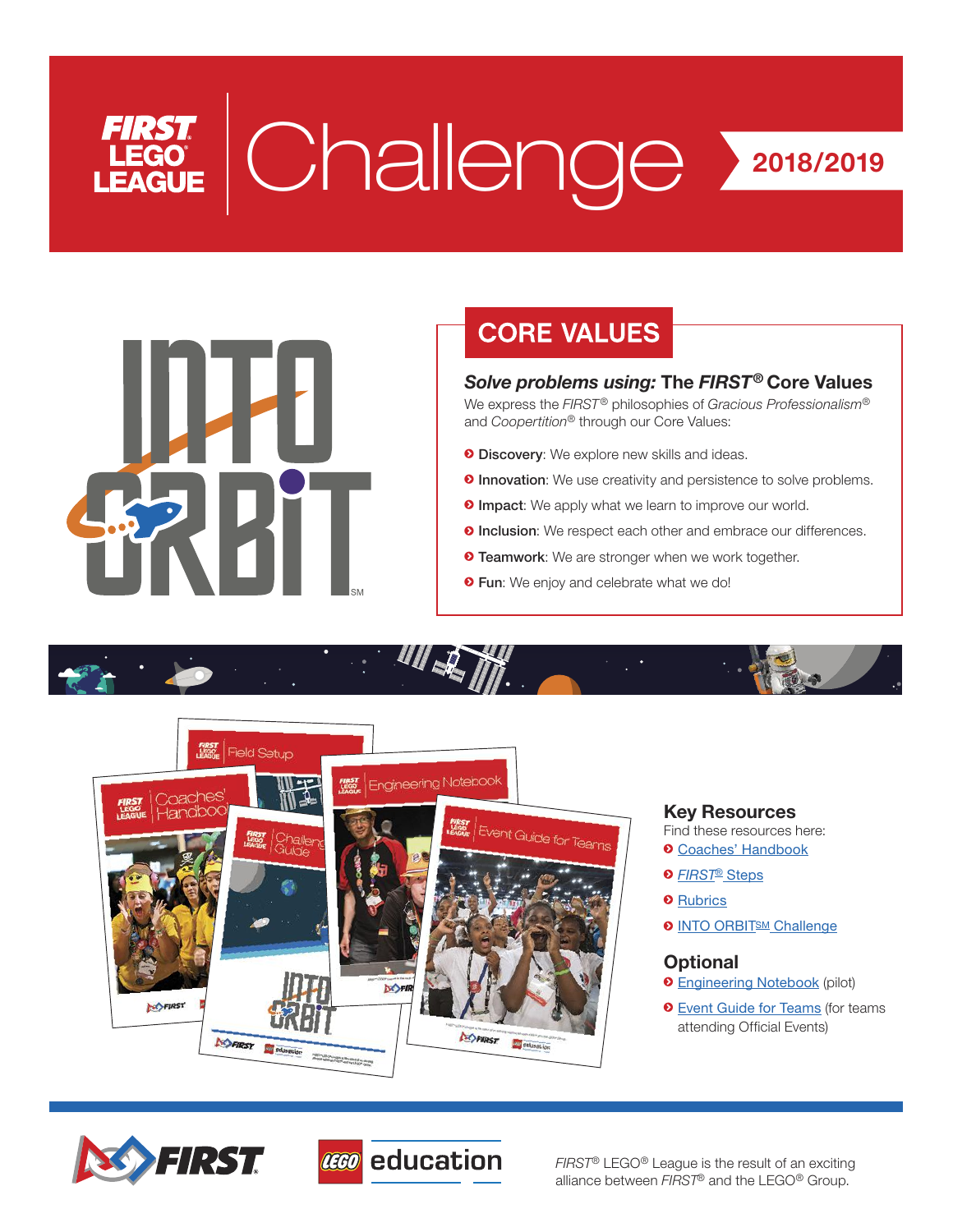# FIRST® LEGO® LEAGUE Challenge 2018/2019

INTO ORBIT℠

## CORE VALUES

### *Solve problems using:* The *FIRST*® Core Values

We express the *FIRST*® philosophies of *Gracious Professionalism*® and *Coopertition*® through our Core Values:

- **Discovery**: We explore new skills and ideas.
- **Innovation**: We use creativity and persistence to solve problems.
- **Impact**: We apply what we learn to improve our world.
- **Inclusion**: We respect each other and embrace our differences.
- **Teamwork**: We are stronger when we work together.
- **Fun**: We enjoy and celebrate what we do!

## Key Resources

Find these resources here:

- Coaches' Handbook
- *FIRST*® Steps
- Rubrics
- INTO ORBIT℠ Challenge

## Optional

- Engineering Notebook (pilot)
- Event Guide for Teams (for teams attending Official Events)

*FIRST*® LEGO® League is the result of an exciting alliance between *FIRST*® and the LEGO® Group.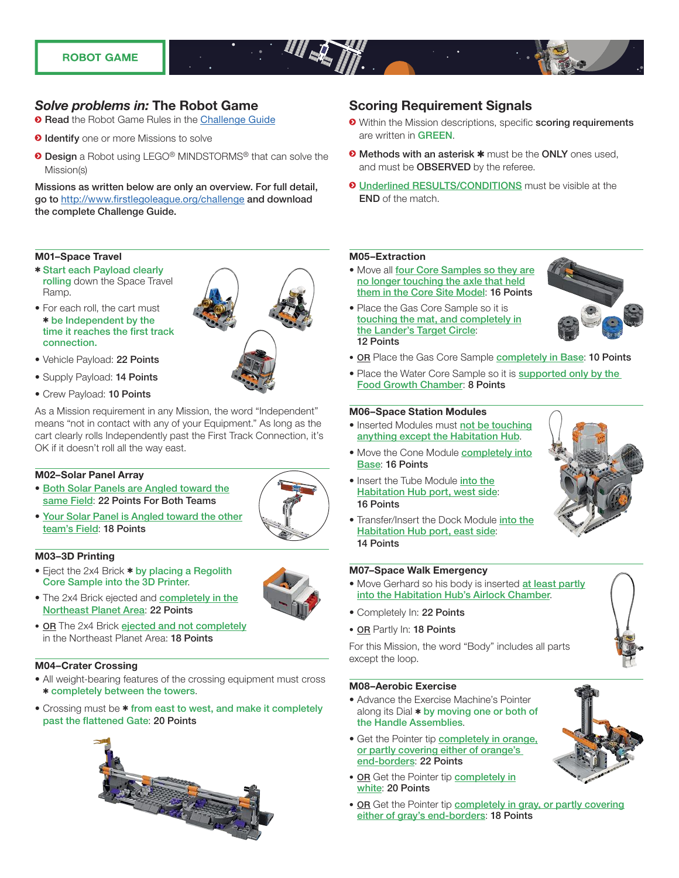ROBOT GAME

## *Solve problems in:* The Robot Game

- **Read** the Robot Game Rules in the Challenge Guide
- **Identify** one or more Missions to solve
- **Design** a Robot using LEGO® MINDSTORMS® that can solve the Mission(s)

**Missions as written below are only an overview. For full detail, go to http://www.firstlegoleague.org/challenge and download the complete Challenge Guide.**

## Scoring Requirement Signals

- Within the Mission descriptions, specific **scoring requirements** are written in **GREEN**.
- **Methods with an asterisk ✱** must be the **ONLY** ones used, and must be **OBSERVED** by the referee.
- Underlined RESULTS/CONDITIONS must be visible at the **END** of the match.

### M01–Space Travel

- ✱ Start each Payload clearly rolling down the Space Travel Ramp.
- For each roll, the cart must ✱ be Independent by the time it reaches the first track connection.
- Vehicle Payload: **22 Points**
- Supply Payload: **14 Points**
- Crew Payload: **10 Points**

As a Mission requirement in any Mission, the word "Independent" means "not in contact with any of your Equipment." As long as the cart clearly rolls Independently past the First Track Connection, it's OK if it doesn't roll all the way east.

### M02–Solar Panel Array

- Both Solar Panels are Angled toward the same Field: **22 Points For Both Teams**
- Your Solar Panel is Angled toward the other team's Field: **18 Points**

### M03–3D Printing

- Eject the 2x4 Brick ✱ by placing a Regolith Core Sample into the 3D Printer.
- The 2x4 Brick ejected and completely in the Northeast Planet Area: **22 Points**
- OR The 2x4 Brick ejected and not completely in the Northeast Planet Area: **18 Points**

### M04–Crater Crossing

- All weight-bearing features of the crossing equipment must cross ✱ completely between the towers.
- Crossing must be ✱ from east to west, and make it completely past the flattened Gate: **20 Points**

### M05–Extraction

- Move all four Core Samples so they are no longer touching the axle that held them in the Core Site Model: **16 Points**
- Place the Gas Core Sample so it is touching the mat, and completely in the Lander's Target Circle: **12 Points**
- OR Place the Gas Core Sample completely in Base: **10 Points**
- Place the Water Core Sample so it is supported only by the Food Growth Chamber: **8 Points**

### M06–Space Station Modules

- Inserted Modules must not be touching anything except the Habitation Hub.
- Move the Cone Module completely into Base: **16 Points**
- Insert the Tube Module into the Habitation Hub port, west side: **16 Points**
- Transfer/Insert the Dock Module into the Habitation Hub port, east side: **14 Points**

### M07–Space Walk Emergency

- Move Gerhard so his body is inserted at least partly into the Habitation Hub's Airlock Chamber.
- Completely In: **22 Points**
- OR Partly In: **18 Points**

For this Mission, the word "Body" includes all parts except the loop.

### M08–Aerobic Exercise

- Advance the Exercise Machine's Pointer along its Dial ✱ by moving one or both of the Handle Assemblies.
- Get the Pointer tip completely in orange, or partly covering either of orange's end-borders: **22 Points**
- OR Get the Pointer tip completely in white: **20 Points**
- OR Get the Pointer tip completely in gray, or partly covering either of gray's end-borders: **18 Points**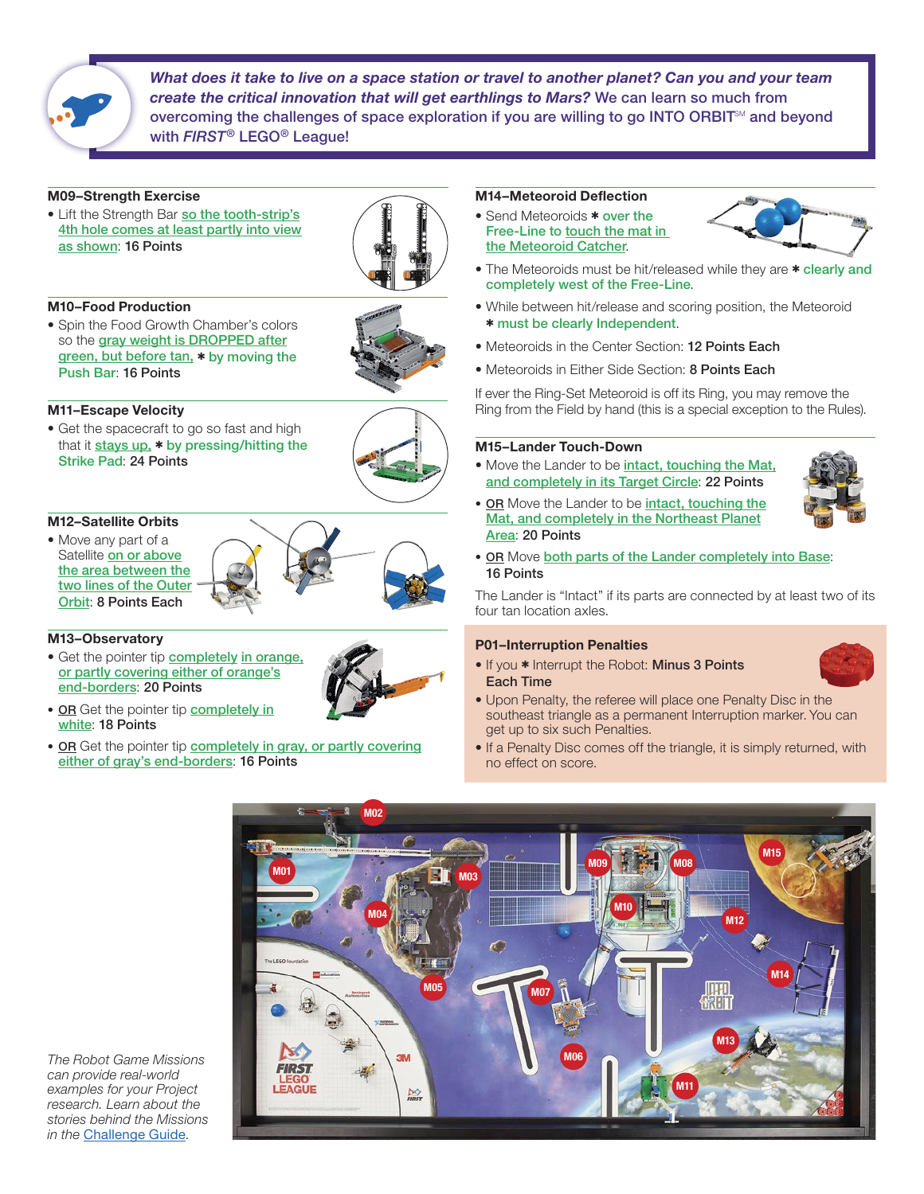***What does it take to live on a space station or travel to another planet? Can you and your team create the critical innovation that will get earthlings to Mars?*** We can learn so much from overcoming the challenges of space exploration if you are willing to go INTO ORBIT℠ and beyond with *FIRST*® LEGO® League!

### M09–Strength Exercise

- Lift the Strength Bar so the tooth-strip's 4th hole comes at least partly into view as shown: **16 Points**

### M10–Food Production

- Spin the Food Growth Chamber's colors so the gray weight is DROPPED after green, but before tan, * by moving the Push Bar: **16 Points**

### M11–Escape Velocity

- Get the spacecraft to go so fast and high that it stays up, * by pressing/hitting the Strike Pad: **24 Points**

### M12–Satellite Orbits

- Move any part of a Satellite on or above the area between the two lines of the Outer Orbit: **8 Points Each**

### M13–Observatory

- Get the pointer tip completely in orange, or partly covering either of orange's end-borders: **20 Points**
- OR Get the pointer tip completely in white: **18 Points**
- OR Get the pointer tip completely in gray, or partly covering either of gray's end-borders: **16 Points**

### M14–Meteoroid Deflection

- Send Meteoroids * over the Free-Line to touch the mat in the Meteoroid Catcher.
- The Meteoroids must be hit/released while they are * clearly and completely west of the Free-Line.
- While between hit/release and scoring position, the Meteoroid * must be clearly Independent.
- Meteoroids in the Center Section: **12 Points Each**
- Meteoroids in Either Side Section: **8 Points Each**

If ever the Ring-Set Meteoroid is off its Ring, you may remove the Ring from the Field by hand (this is a special exception to the Rules).

### M15–Lander Touch-Down

- Move the Lander to be intact, touching the Mat, and completely in its Target Circle: **22 Points**
- OR Move the Lander to be intact, touching the Mat, and completely in the Northeast Planet Area: **20 Points**
- OR Move both parts of the Lander completely into Base: **16 Points**

The Lander is "Intact" if its parts are connected by at least two of its four tan location axles.

### P01–Interruption Penalties

- If you * Interrupt the Robot: **Minus 3 Points Each Time**
- Upon Penalty, the referee will place one Penalty Disc in the southeast triangle as a permanent Interruption marker. You can get up to six such Penalties.
- If a Penalty Disc comes off the triangle, it is simply returned, with no effect on score.

*The Robot Game Missions can provide real-world examples for your Project research. Learn about the stories behind the Missions in the* Challenge Guide.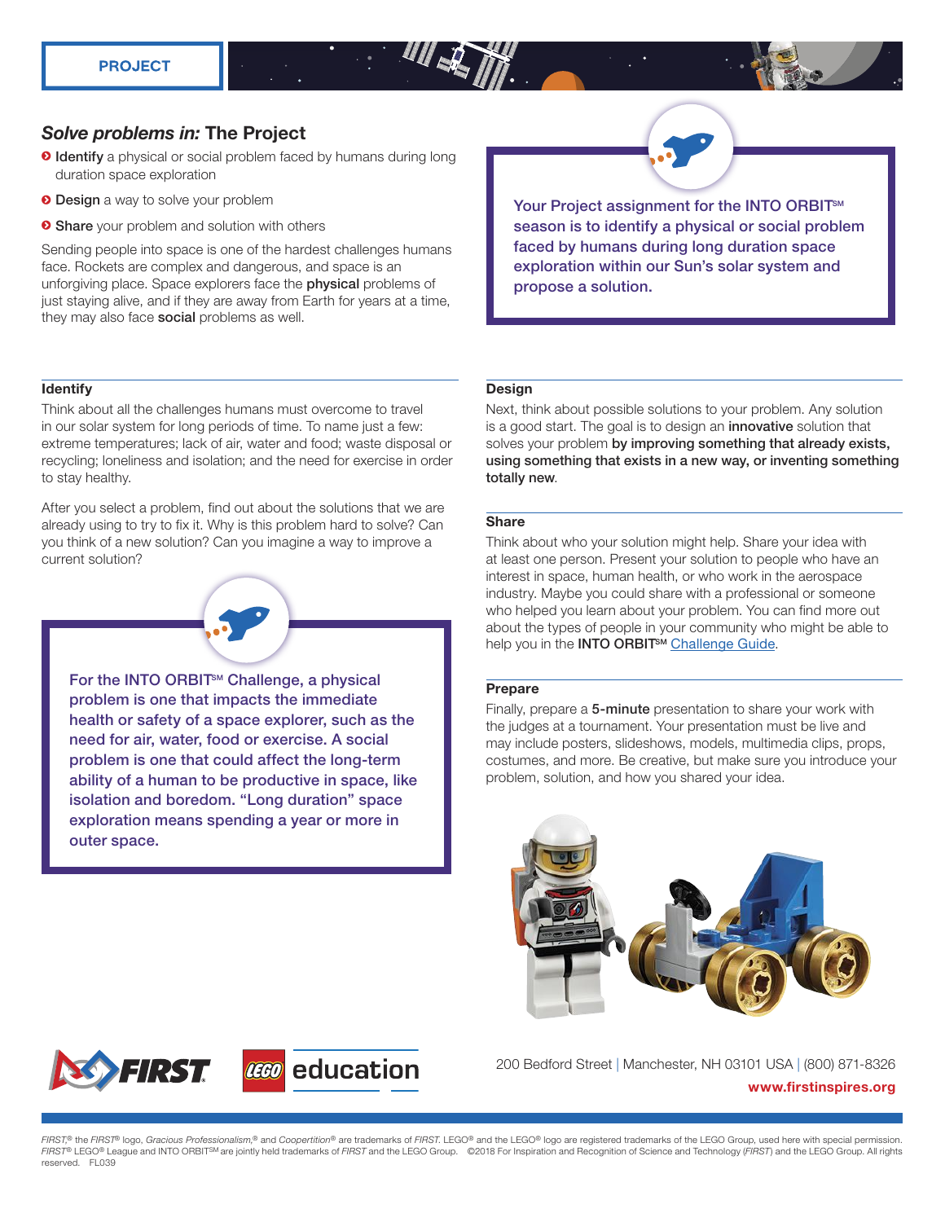PROJECT

## *Solve problems in:* The Project

- **Identify** a physical or social problem faced by humans during long duration space exploration
- **Design** a way to solve your problem
- **Share** your problem and solution with others

Sending people into space is one of the hardest challenges humans face. Rockets are complex and dangerous, and space is an unforgiving place. Space explorers face the **physical** problems of just staying alive, and if they are away from Earth for years at a time, they may also face **social** problems as well.

**Your Project assignment for the INTO ORBIT℠ season is to identify a physical or social problem faced by humans during long duration space exploration within our Sun's solar system and propose a solution.**

### Identify

Think about all the challenges humans must overcome to travel in our solar system for long periods of time. To name just a few: extreme temperatures; lack of air, water and food; waste disposal or recycling; loneliness and isolation; and the need for exercise in order to stay healthy.

After you select a problem, find out about the solutions that we are already using to try to fix it. Why is this problem hard to solve? Can you think of a new solution? Can you imagine a way to improve a current solution?

**For the INTO ORBIT℠ Challenge, a physical problem is one that impacts the immediate health or safety of a space explorer, such as the need for air, water, food or exercise. A social problem is one that could affect the long-term ability of a human to be productive in space, like isolation and boredom. "Long duration" space exploration means spending a year or more in outer space.**

### Design

Next, think about possible solutions to your problem. Any solution is a good start. The goal is to design an **innovative** solution that solves your problem **by improving something that already exists, using something that exists in a new way, or inventing something totally new**.

### Share

Think about who your solution might help. Share your idea with at least one person. Present your solution to people who have an interest in space, human health, or who work in the aerospace industry. Maybe you could share with a professional or someone who helped you learn about your problem. You can find more out about the types of people in your community who might be able to help you in the **INTO ORBIT℠** Challenge Guide.

### Prepare

Finally, prepare a **5-minute** presentation to share your work with the judges at a tournament. Your presentation must be live and may include posters, slideshows, models, multimedia clips, props, costumes, and more. Be creative, but make sure you introduce your problem, solution, and how you shared your idea.

200 Bedford Street | Manchester, NH 03101 USA | (800) 871-8326
**www.firstinspires.org**

*FIRST*,® the *FIRST*® logo, *Gracious Professionalism*,® and *Coopertition*® are trademarks of *FIRST*. LEGO® and the LEGO® logo are registered trademarks of the LEGO Group, used here with special permission. *FIRST*® LEGO® League and INTO ORBIT℠ are jointly held trademarks of *FIRST* and the LEGO Group. ©2018 For Inspiration and Recognition of Science and Technology (*FIRST*) and the LEGO Group. All rights reserved. FL039